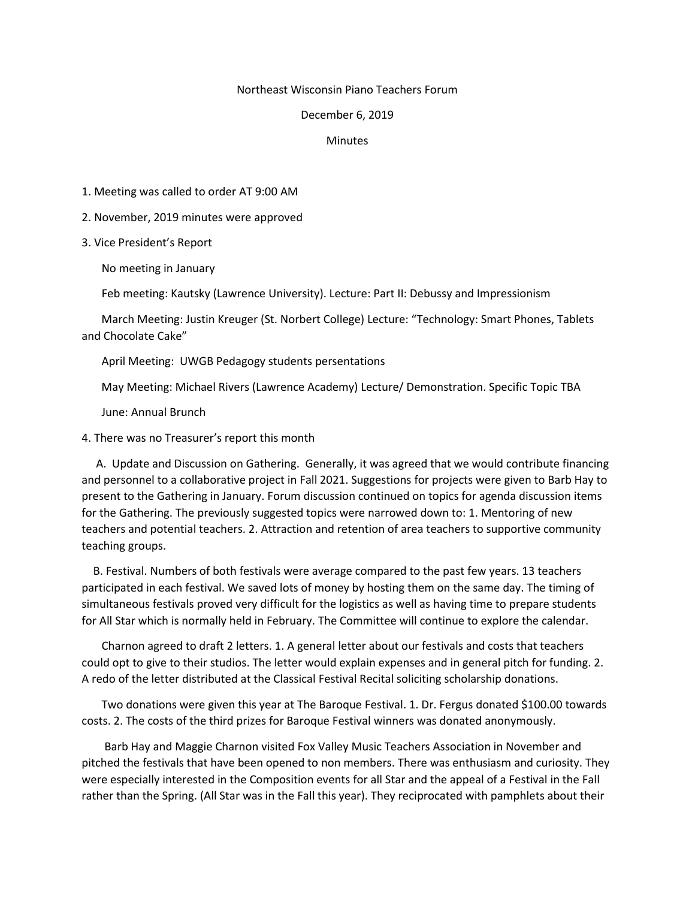Northeast Wisconsin Piano Teachers Forum

December 6, 2019

Minutes

1. Meeting was called to order AT 9:00 AM

2. November, 2019 minutes were approved

3. Vice President's Report

   No meeting in January

   Feb meeting: Kautsky (Lawrence University). Lecture: Part II: Debussy and Impressionism

   March Meeting: Justin Kreuger (St. Norbert College) Lecture: "Technology: Smart Phones, Tablets and Chocolate Cake"

   April Meeting: UWGB Pedagogy students presentations

   May Meeting: Michael Rivers (Lawrence Academy) Lecture/ Demonstration. Specific Topic TBA

   June: Annual Brunch

4. There was no Treasurer's report this month

   A. Update and Discussion on Gathering. Generally, it was agreed that we would contribute financing and personnel to a collaborative project in Fall 2021. Suggestions for projects were given to Barb Hay to present to the Gathering in January. Forum discussion continued on topics for agenda discussion items for the Gathering. The previously suggested topics were narrowed down to: 1. Mentoring of new teachers and potential teachers. 2. Attraction and retention of area teachers to supportive community teaching groups.

   B. Festival. Numbers of both festivals were average compared to the past few years. 13 teachers participated in each festival. We saved lots of money by hosting them on the same day. The timing of simultaneous festivals proved very difficult for the logistics as well as having time to prepare students for All Star which is normally held in February. The Committee will continue to explore the calendar.

   Charnon agreed to draft 2 letters. 1. A general letter about our festivals and costs that teachers could opt to give to their studios. The letter would explain expenses and in general pitch for funding. 2. A redo of the letter distributed at the Classical Festival Recital soliciting scholarship donations.

   Two donations were given this year at The Baroque Festival. 1. Dr. Fergus donated $100.00 towards costs. 2. The costs of the third prizes for Baroque Festival winners was donated anonymously.

   Barb Hay and Maggie Charnon visited Fox Valley Music Teachers Association in November and pitched the festivals that have been opened to non members. There was enthusiasm and curiosity. They were especially interested in the Composition events for all Star and the appeal of a Festival in the Fall rather than the Spring. (All Star was in the Fall this year). They reciprocated with pamphlets about their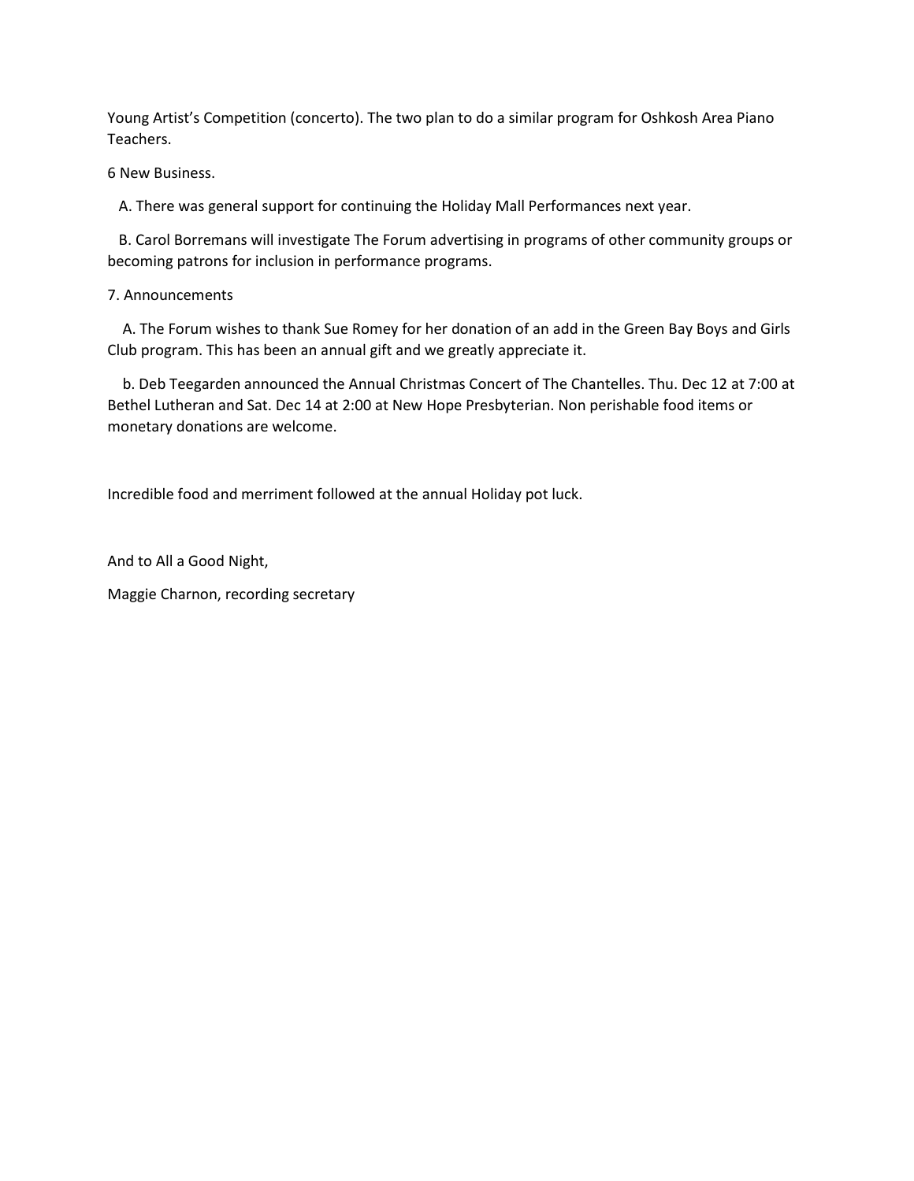Young Artist's Competition (concerto). The two plan to do a similar program for Oshkosh Area Piano Teachers.

6 New Business.

A. There was general support for continuing the Holiday Mall Performances next year.

B. Carol Borremans will investigate The Forum advertising in programs of other community groups or becoming patrons for inclusion in performance programs.

7. Announcements

A. The Forum wishes to thank Sue Romey for her donation of an add in the Green Bay Boys and Girls Club program. This has been an annual gift and we greatly appreciate it.

b. Deb Teegarden announced the Annual Christmas Concert of The Chantelles. Thu. Dec 12 at 7:00 at Bethel Lutheran and Sat. Dec 14 at 2:00 at New Hope Presbyterian. Non perishable food items or monetary donations are welcome.

Incredible food and merriment followed at the annual Holiday pot luck.

And to All a Good Night,

Maggie Charnon, recording secretary